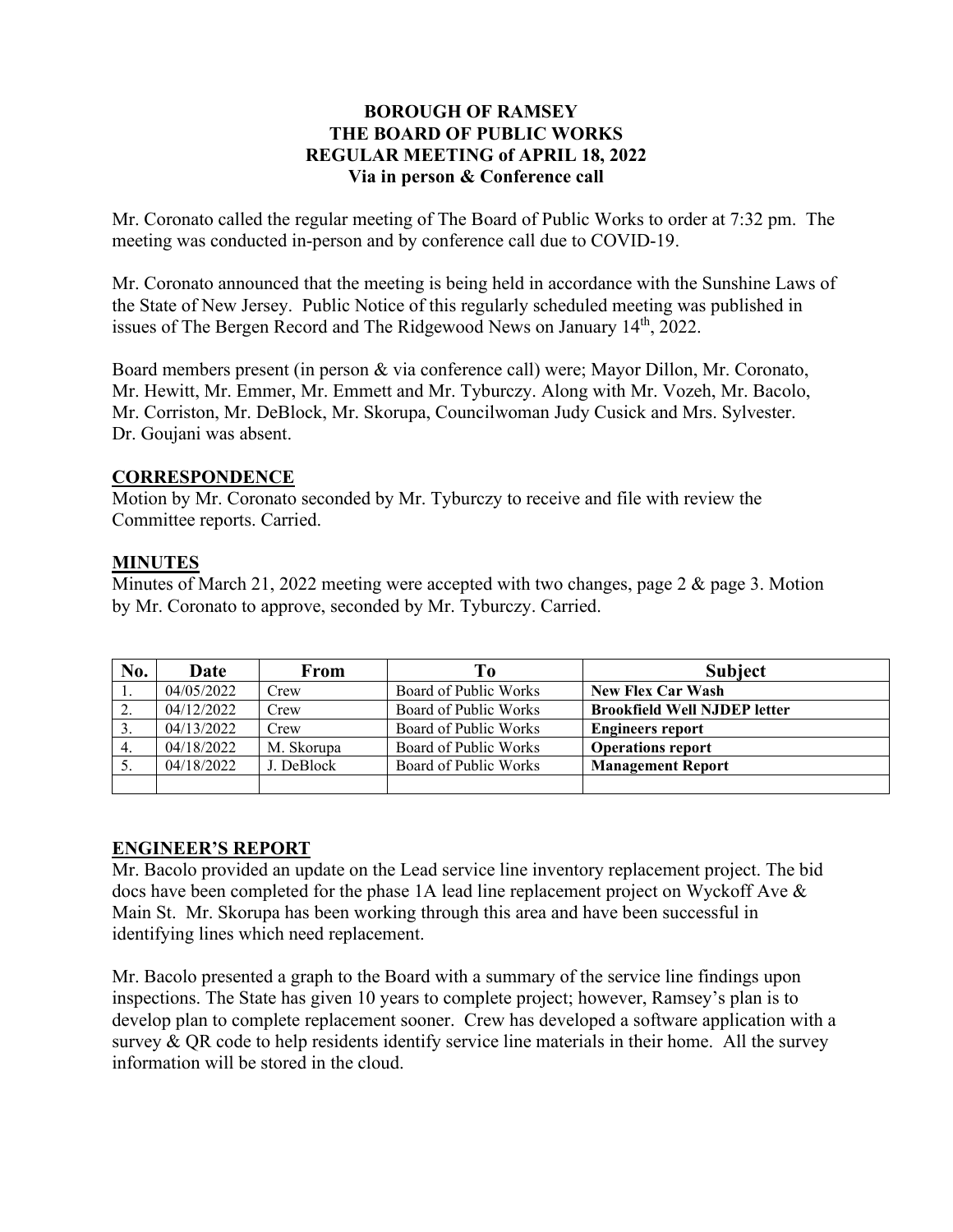# BOROUGH OF RAMSEY
# THE BOARD OF PUBLIC WORKS
# REGULAR MEETING of APRIL 18, 2022
# Via in person & Conference call

Mr. Coronato called the regular meeting of The Board of Public Works to order at 7:32 pm. The meeting was conducted in-person and by conference call due to COVID-19.

Mr. Coronato announced that the meeting is being held in accordance with the Sunshine Laws of the State of New Jersey. Public Notice of this regularly scheduled meeting was published in issues of The Bergen Record and The Ridgewood News on January 14th, 2022.

Board members present (in person & via conference call) were; Mayor Dillon, Mr. Coronato, Mr. Hewitt, Mr. Emmer, Mr. Emmett and Mr. Tyburczy. Along with Mr. Vozeh, Mr. Bacolo, Mr. Corriston, Mr. DeBlock, Mr. Skorupa, Councilwoman Judy Cusick and Mrs. Sylvester. Dr. Goujani was absent.

## CORRESPONDENCE

Motion by Mr. Coronato seconded by Mr. Tyburczy to receive and file with review the Committee reports. Carried.

## MINUTES

Minutes of March 21, 2022 meeting were accepted with two changes, page 2 & page 3. Motion by Mr. Coronato to approve, seconded by Mr. Tyburczy. Carried.

| No. | Date | From | To | Subject |
|---|---|---|---|---|
| 1. | 04/05/2022 | Crew | Board of Public Works | **New Flex Car Wash** |
| 2. | 04/12/2022 | Crew | Board of Public Works | **Brookfield Well NJDEP letter** |
| 3. | 04/13/2022 | Crew | Board of Public Works | **Engineers report** |
| 4. | 04/18/2022 | M. Skorupa | Board of Public Works | **Operations report** |
| 5. | 04/18/2022 | J. DeBlock | Board of Public Works | **Management Report** |
| | | | | |

## ENGINEER'S REPORT

Mr. Bacolo provided an update on the Lead service line inventory replacement project. The bid docs have been completed for the phase 1A lead line replacement project on Wyckoff Ave & Main St. Mr. Skorupa has been working through this area and have been successful in identifying lines which need replacement.

Mr. Bacolo presented a graph to the Board with a summary of the service line findings upon inspections. The State has given 10 years to complete project; however, Ramsey's plan is to develop plan to complete replacement sooner. Crew has developed a software application with a survey & QR code to help residents identify service line materials in their home. All the survey information will be stored in the cloud.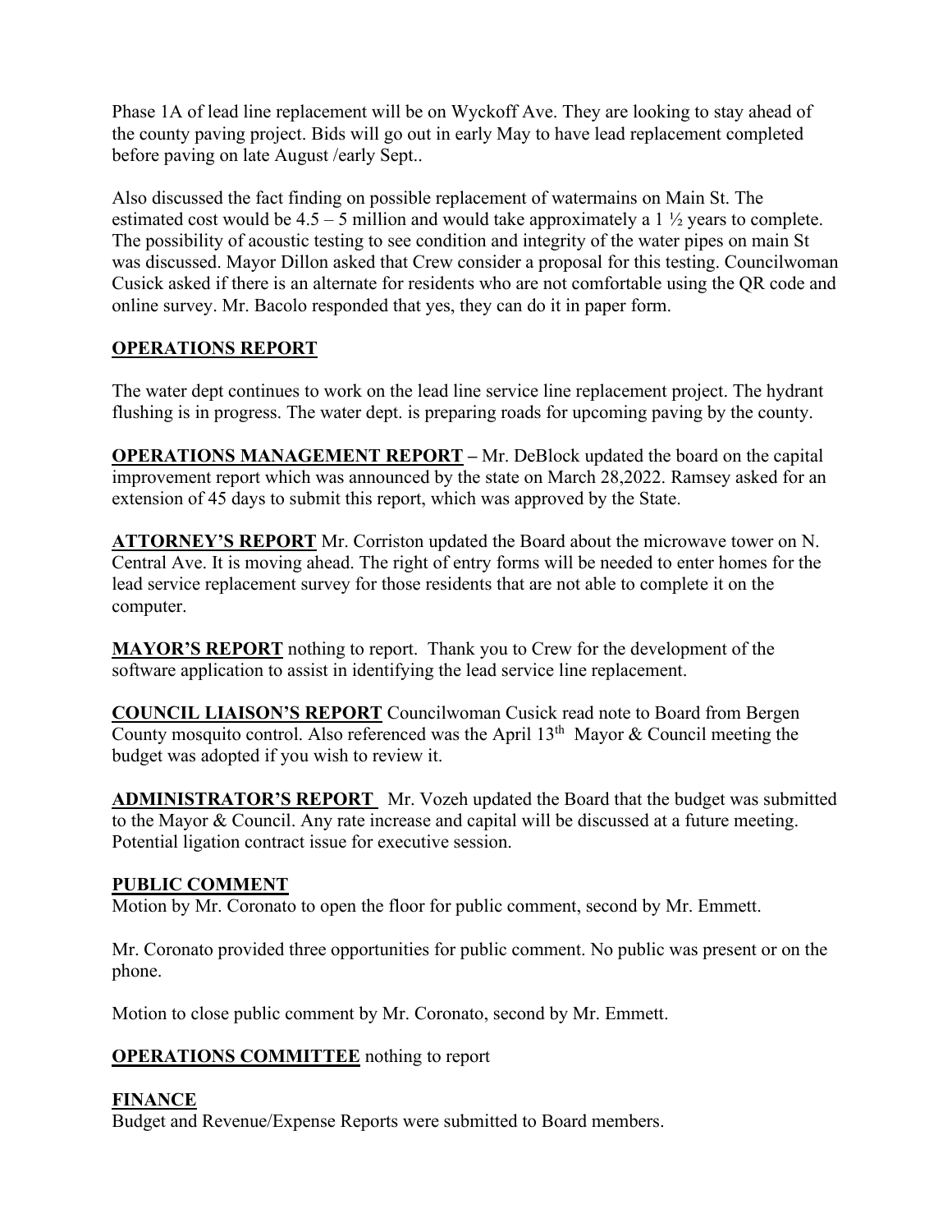Phase 1A of lead line replacement will be on Wyckoff Ave. They are looking to stay ahead of the county paving project. Bids will go out in early May to have lead replacement completed before paving on late August /early Sept..

Also discussed the fact finding on possible replacement of watermains on Main St. The estimated cost would be 4.5 – 5 million and would take approximately a 1 ½ years to complete. The possibility of acoustic testing to see condition and integrity of the water pipes on main St was discussed. Mayor Dillon asked that Crew consider a proposal for this testing. Councilwoman Cusick asked if there is an alternate for residents who are not comfortable using the QR code and online survey. Mr. Bacolo responded that yes, they can do it in paper form.

**OPERATIONS REPORT**

The water dept continues to work on the lead line service line replacement project. The hydrant flushing is in progress. The water dept. is preparing roads for upcoming paving by the county.

**OPERATIONS MANAGEMENT REPORT** – Mr. DeBlock updated the board on the capital improvement report which was announced by the state on March 28,2022. Ramsey asked for an extension of 45 days to submit this report, which was approved by the State.

**ATTORNEY'S REPORT** Mr. Corriston updated the Board about the microwave tower on N. Central Ave. It is moving ahead. The right of entry forms will be needed to enter homes for the lead service replacement survey for those residents that are not able to complete it on the computer.

**MAYOR'S REPORT** nothing to report. Thank you to Crew for the development of the software application to assist in identifying the lead service line replacement.

**COUNCIL LIAISON'S REPORT** Councilwoman Cusick read note to Board from Bergen County mosquito control. Also referenced was the April 13th Mayor & Council meeting the budget was adopted if you wish to review it.

**ADMINISTRATOR'S REPORT** Mr. Vozeh updated the Board that the budget was submitted to the Mayor & Council. Any rate increase and capital will be discussed at a future meeting. Potential ligation contract issue for executive session.

**PUBLIC COMMENT**

Motion by Mr. Coronato to open the floor for public comment, second by Mr. Emmett.

Mr. Coronato provided three opportunities for public comment. No public was present or on the phone.

Motion to close public comment by Mr. Coronato, second by Mr. Emmett.

**OPERATIONS COMMITTEE** nothing to report

**FINANCE**

Budget and Revenue/Expense Reports were submitted to Board members.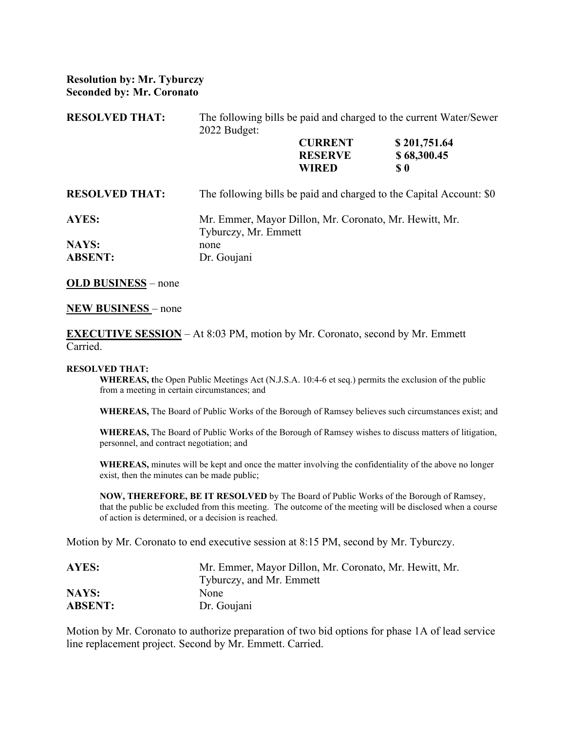**Resolution by: Mr. Tyburczy**
**Seconded by: Mr. Coronato**

| | | |
|---|---|---|
| **RESOLVED THAT:** | The following bills be paid and charged to the current Water/Sewer 2022 Budget: | |
| | **CURRENT** | **$ 201,751.64** |
| | **RESERVE** | **$ 68,300.45** |
| | **WIRED** | **$ 0** |

**RESOLVED THAT:** The following bills be paid and charged to the Capital Account: $0

**AYES:** Mr. Emmer, Mayor Dillon, Mr. Coronato, Mr. Hewitt, Mr. Tyburczy, Mr. Emmett
**NAYS:** none
**ABSENT:** Dr. Goujani

**OLD BUSINESS** – none

**NEW BUSINESS** – none

**EXECUTIVE SESSION** – At 8:03 PM, motion by Mr. Coronato, second by Mr. Emmett Carried.

**RESOLVED THAT:**

**WHEREAS, t**he Open Public Meetings Act (N.J.S.A. 10:4-6 et seq.) permits the exclusion of the public from a meeting in certain circumstances; and

**WHEREAS,** The Board of Public Works of the Borough of Ramsey believes such circumstances exist; and

**WHEREAS,** The Board of Public Works of the Borough of Ramsey wishes to discuss matters of litigation, personnel, and contract negotiation; and

**WHEREAS,** minutes will be kept and once the matter involving the confidentiality of the above no longer exist, then the minutes can be made public;

**NOW, THEREFORE, BE IT RESOLVED** by The Board of Public Works of the Borough of Ramsey, that the public be excluded from this meeting. The outcome of the meeting will be disclosed when a course of action is determined, or a decision is reached.

Motion by Mr. Coronato to end executive session at 8:15 PM, second by Mr. Tyburczy.

**AYES:** Mr. Emmer, Mayor Dillon, Mr. Coronato, Mr. Hewitt, Mr. Tyburczy, and Mr. Emmett
**NAYS:** None
**ABSENT:** Dr. Goujani

Motion by Mr. Coronato to authorize preparation of two bid options for phase 1A of lead service line replacement project. Second by Mr. Emmett. Carried.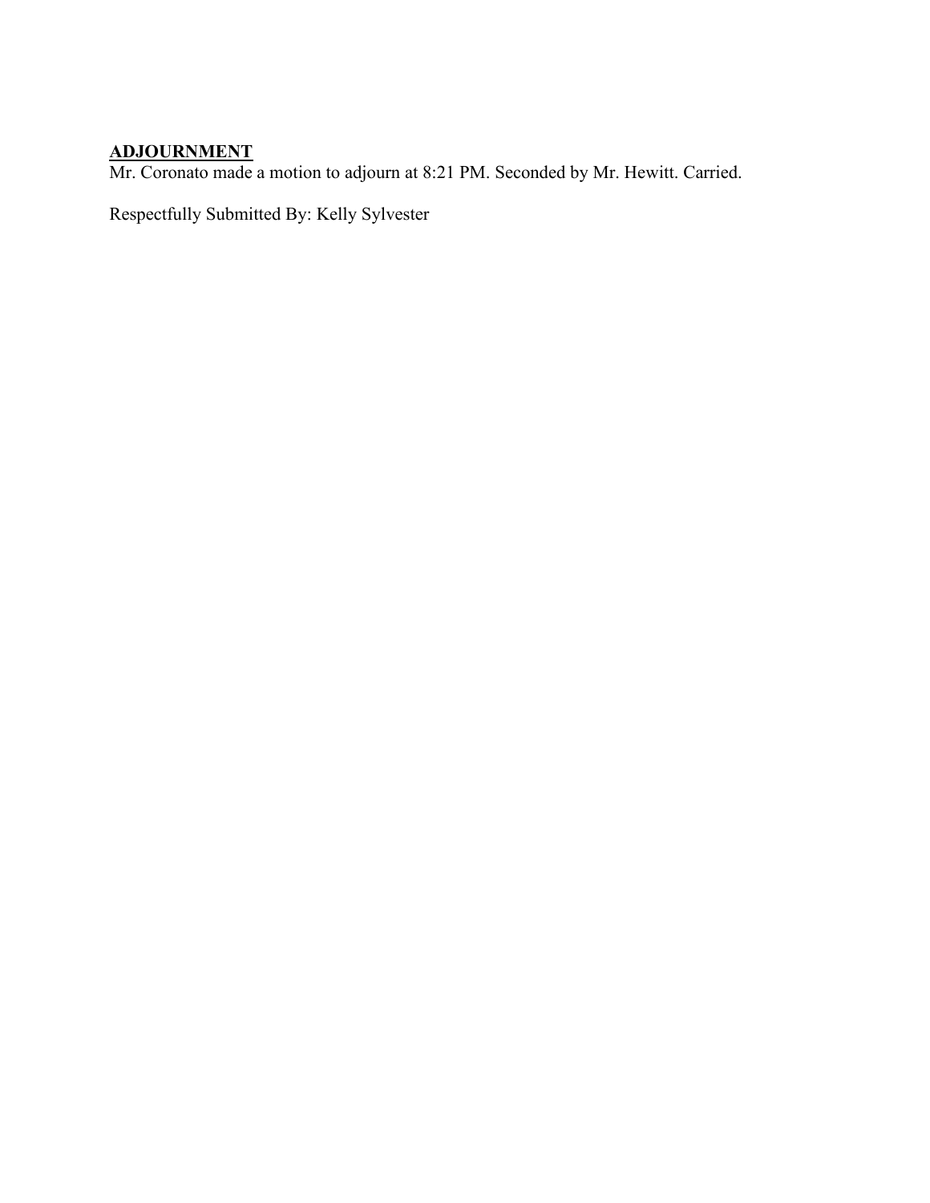## ADJOURNMENT

Mr. Coronato made a motion to adjourn at 8:21 PM. Seconded by Mr. Hewitt. Carried.

Respectfully Submitted By: Kelly Sylvester